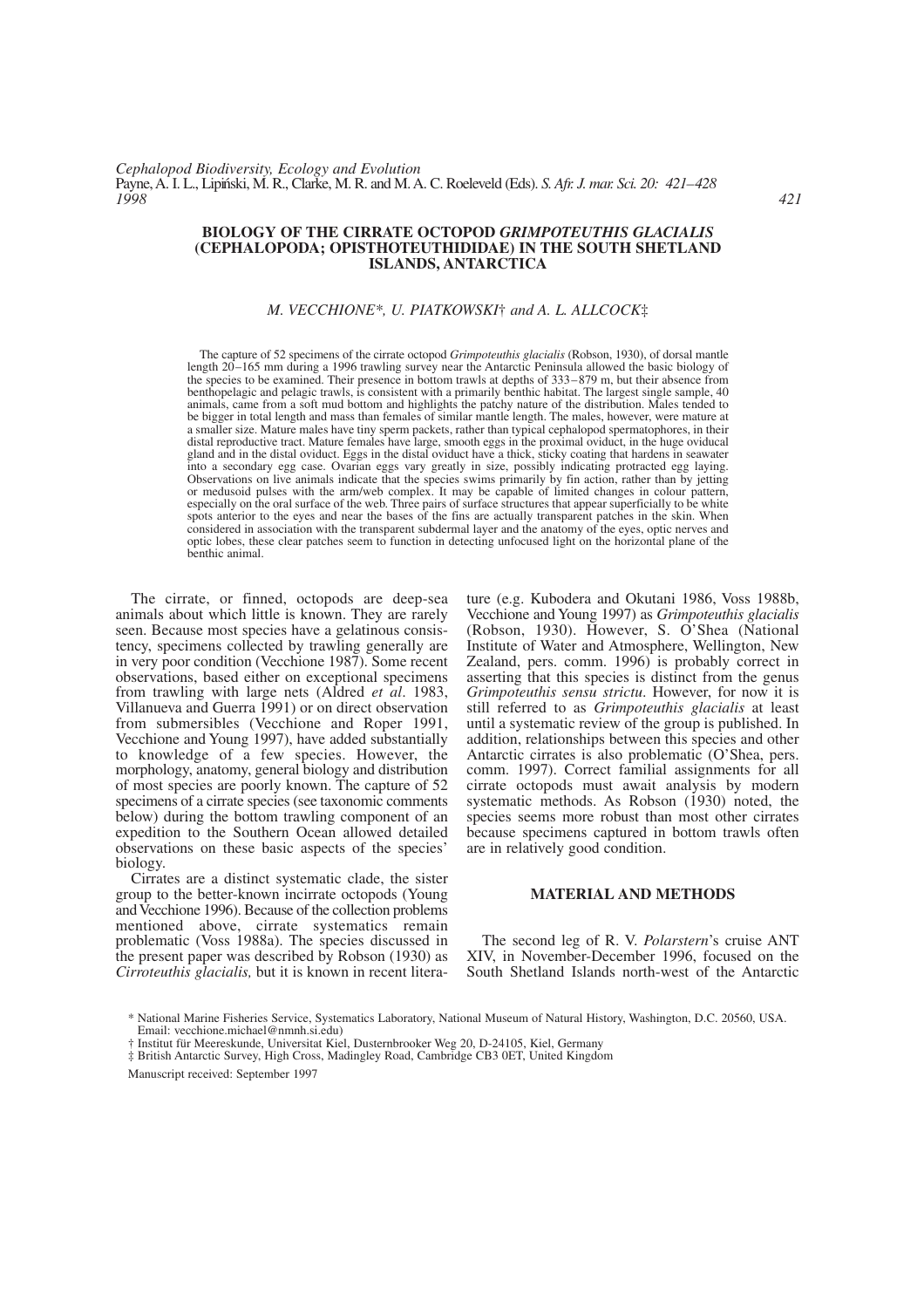# BIOLOGY OF THE CIRRATE OCTOPOD *GRIMPOTEUTHIS GLACIALIS* (CEPHALOPODA; OPISTHOTEUTHIDIDAE) IN THE SOUTH SHETLAND ISLANDS, ANTARCTICA

*M. VECCHIONE\*, U. PIATKOWSKI† and A. L. ALLCOCK‡*

The capture of 52 specimens of the cirrate octopod *Grimpoteuthis glacialis* (Robson, 1930), of dorsal mantle length 20–165 mm during a 1996 trawling survey near the Antarctic Peninsula allowed the basic biology of the species to be examined. Their presence in bottom trawls at depths of 333–879 m, but their absence from benthopelagic and pelagic trawls, is consistent with a primarily benthic habitat. The largest single sample, 40 animals, came from a soft mud bottom and highlights the patchy nature of the distribution. Males tended to be bigger in total length and mass than females of similar mantle length. The males, however, were mature at a smaller size. Mature males have tiny sperm packets, rather than typical cephalopod spermatophores, in their distal reproductive tract. Mature females have large, smooth eggs in the proximal oviduct, in the huge oviducal gland and in the distal oviduct. Eggs in the distal oviduct have a thick, sticky coating that hardens in seawater into a secondary egg case. Ovarian eggs vary greatly in size, possibly indicating protracted egg laying. Observations on live animals indicate that the species swims primarily by fin action, rather than by jetting or medusoid pulses with the arm/web complex. It may be capable of limited changes in colour pattern, especially on the oral surface of the web. Three pairs of surface structures that appear superficially to be white spots anterior to the eyes and near the bases of the fins are actually transparent patches in the skin. When considered in association with the transparent subdermal layer and the anatomy of the eyes, optic nerves and optic lobes, these clear patches seem to function in detecting unfocused light on the horizontal plane of the benthic animal.

The cirrate, or finned, octopods are deep-sea animals about which little is known. They are rarely seen. Because most species have a gelatinous consistency, specimens collected by trawling generally are in very poor condition (Vecchione 1987). Some recent observations, based either on exceptional specimens from trawling with large nets (Aldred *et al*. 1983, Villanueva and Guerra 1991) or on direct observation from submersibles (Vecchione and Roper 1991, Vecchione and Young 1997), have added substantially to knowledge of a few species. However, the morphology, anatomy, general biology and distribution of most species are poorly known. The capture of 52 specimens of a cirrate species (see taxonomic comments below) during the bottom trawling component of an expedition to the Southern Ocean allowed detailed observations on these basic aspects of the species' biology.

Cirrates are a distinct systematic clade, the sister group to the better-known incirrate octopods (Young and Vecchione 1996). Because of the collection problems mentioned above, cirrate systematics remain problematic (Voss 1988a). The species discussed in the present paper was described by Robson (1930) as *Cirroteuthis glacialis,* but it is known in recent literature (e.g. Kubodera and Okutani 1986, Voss 1988b, Vecchione and Young 1997) as *Grimpoteuthis glacialis* (Robson, 1930). However, S. O'Shea (National Institute of Water and Atmosphere, Wellington, New Zealand, pers. comm. 1996) is probably correct in asserting that this species is distinct from the genus *Grimpoteuthis sensu strictu*. However, for now it is still referred to as *Grimpoteuthis glacialis* at least until a systematic review of the group is published. In addition, relationships between this species and other Antarctic cirrates is also problematic (O'Shea, pers. comm. 1997). Correct familial assignments for all cirrate octopods must await analysis by modern systematic methods. As Robson (1930) noted, the species seems more robust than most other cirrates because specimens captured in bottom trawls often are in relatively good condition.

## MATERIAL AND METHODS

The second leg of R. V. *Polarstern*'s cruise ANT XIV, in November-December 1996, focused on the South Shetland Islands north-west of the Antarctic

\* National Marine Fisheries Service, Systematics Laboratory, National Museum of Natural History, Washington, D.C. 20560, USA. Email: vecchione.michael@nmnh.si.edu)

† Institut für Meereskunde, Universitat Kiel, Dusternbrooker Weg 20, D-24105, Kiel, Germany

‡ British Antarctic Survey, High Cross, Madingley Road, Cambridge CB3 0ET, United Kingdom

Manuscript received: September 1997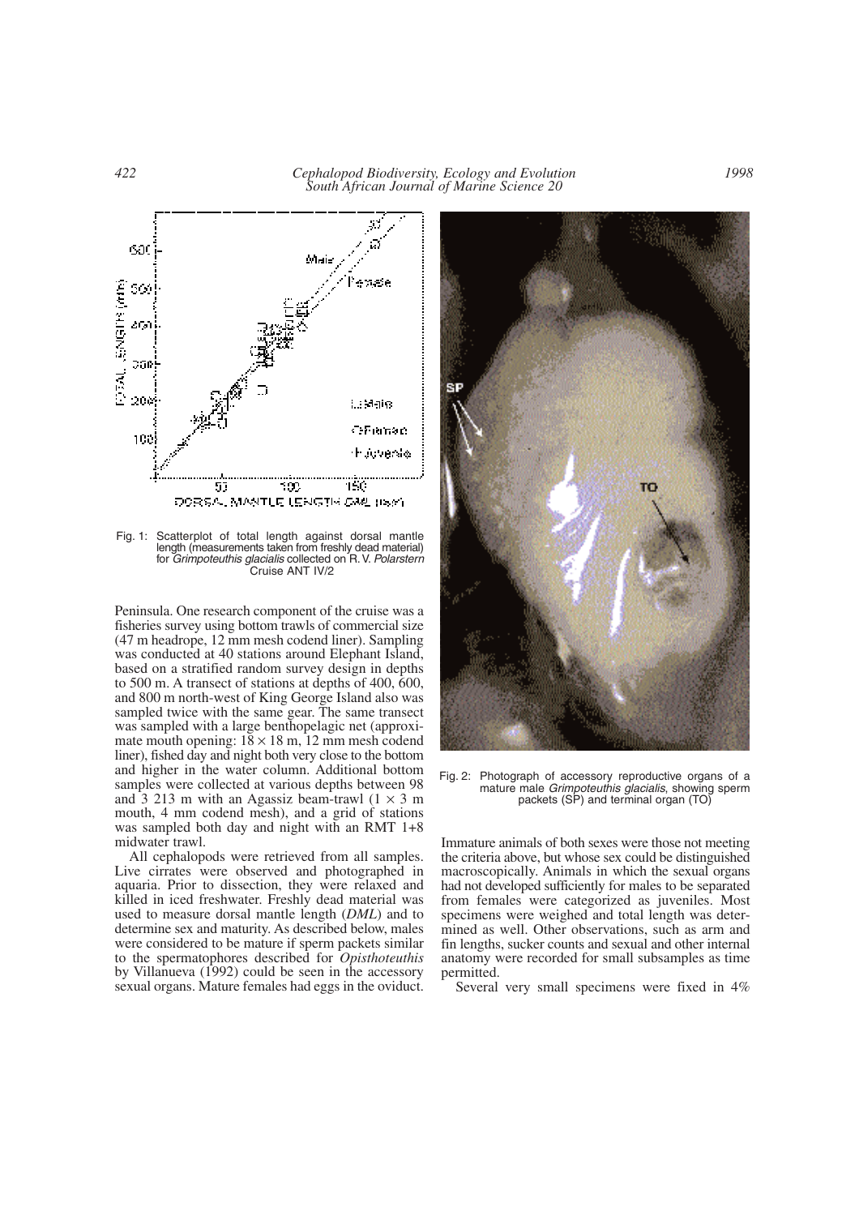Fig. 1: Scatterplot of total length against dorsal mantle length (measurements taken from freshly dead material) for *Grimpoteuthis glacialis* collected on R. V. *Polarstern* Cruise ANT IV/2

Fig. 2: Photograph of accessory reproductive organs of a mature male *Grimpoteuthis glacialis*, showing sperm packets (SP) and terminal organ (TO)

Peninsula. One research component of the cruise was a fisheries survey using bottom trawls of commercial size (47 m headrope, 12 mm mesh codend liner). Sampling was conducted at 40 stations around Elephant Island, based on a stratified random survey design in depths to 500 m. A transect of stations at depths of 400, 600, and 800 m north-west of King George Island also was sampled twice with the same gear. The same transect was sampled with a large benthopelagic net (approximate mouth opening: 18 × 18 m, 12 mm mesh codend liner), fished day and night both very close to the bottom and higher in the water column. Additional bottom samples were collected at various depths between 98 and 3 213 m with an Agassiz beam-trawl (1 × 3 m mouth, 4 mm codend mesh), and a grid of stations was sampled both day and night with an RMT 1+8 midwater trawl.

All cephalopods were retrieved from all samples. Live cirrates were observed and photographed in aquaria. Prior to dissection, they were relaxed and killed in iced freshwater. Freshly dead material was used to measure dorsal mantle length (*DML*) and to determine sex and maturity. As described below, males were considered to be mature if sperm packets similar to the spermatophores described for *Opisthoteuthis* by Villanueva (1992) could be seen in the accessory sexual organs. Mature females had eggs in the oviduct. Immature animals of both sexes were those not meeting the criteria above, but whose sex could be distinguished macroscopically. Animals in which the sexual organs had not developed sufficiently for males to be separated from females were categorized as juveniles. Most specimens were weighed and total length was determined as well. Other observations, such as arm and fin lengths, sucker counts and sexual and other internal anatomy were recorded for small subsamples as time permitted.

Several very small specimens were fixed in 4%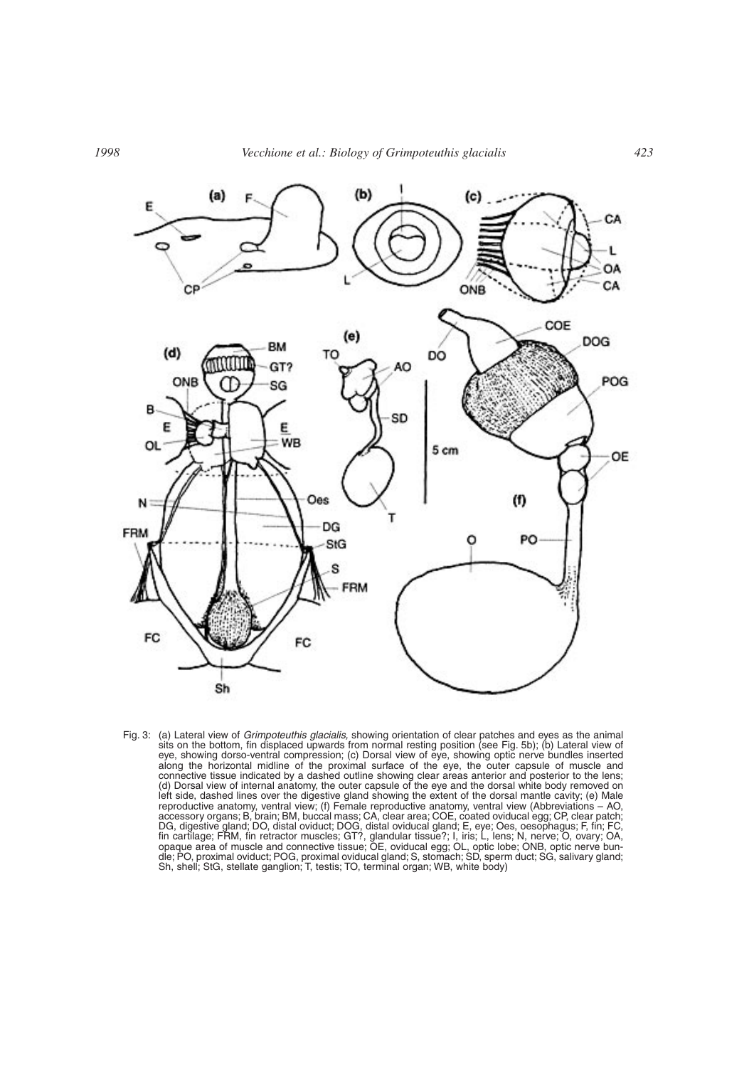Fig. 3: (a) Lateral view of *Grimpoteuthis glacialis*, showing orientation of clear patches and eyes as the animal sits on the bottom, fin displaced upwards from normal resting position (see Fig. 5b); (b) Lateral view of eye, showing dorso-ventral compression; (c) Dorsal view of eye, showing optic nerve bundles inserted along the horizontal midline of the proximal surface of the eye, the outer capsule of muscle and connective tissue indicated by a dashed outline showing clear areas anterior and posterior to the lens; (d) Dorsal view of internal anatomy, the outer capsule of the eye and the dorsal white body removed on left side, dashed lines over the digestive gland showing the extent of the dorsal mantle cavity; (e) Male reproductive anatomy, ventral view; (f) Female reproductive anatomy, ventral view (Abbreviations – AO, accessory organs; B, brain; BM, buccal mass; CA, clear area; COE, coated oviducal egg; CP, clear patch; DG, digestive gland; DO, distal oviduct; DOG, distal oviducal gland; E, eye; Oes, oesophagus; F, fin; FC, fin cartilage; FRM, fin retractor muscles; GT?, glandular tissue?; I, iris; L, lens; N, nerve; O, ovary; OA, opaque area of muscle and connective tissue; OE, oviducal egg; OL, optic lobe; ONB, optic nerve bundle; PO, proximal oviduct; POG, proximal oviducal gland; S, stomach; SD, sperm duct; SG, salivary gland; Sh, shell; StG, stellate ganglion; T, testis; TO, terminal organ; WB, white body)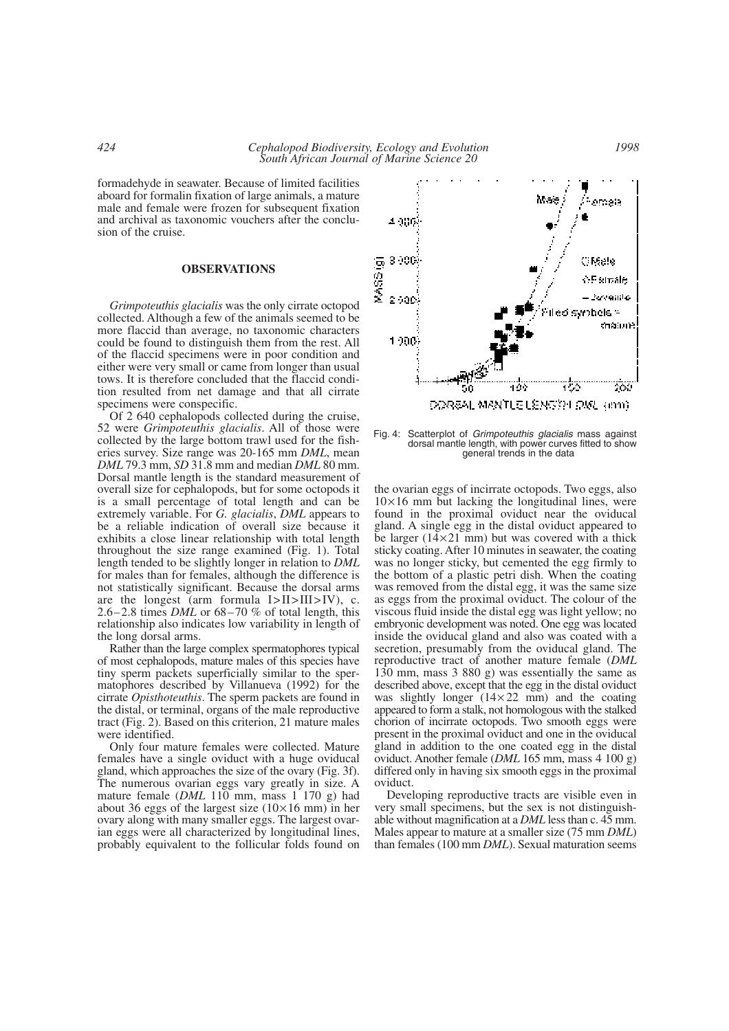formadehyde in seawater. Because of limited facilities aboard for formalin fixation of large animals, a mature male and female were frozen for subsequent fixation and archival as taxonomic vouchers after the conclusion of the cruise.

## OBSERVATIONS

*Grimpoteuthis glacialis* was the only cirrate octopod collected. Although a few of the animals seemed to be more flaccid than average, no taxonomic characters could be found to distinguish them from the rest. All of the flaccid specimens were in poor condition and either were very small or came from longer than usual tows. It is therefore concluded that the flaccid condition resulted from net damage and that all cirrate specimens were conspecific.

Of 2 640 cephalopods collected during the cruise, 52 were *Grimpoteuthis glacialis*. All of those were collected by the large bottom trawl used for the fisheries survey. Size range was 20-165 mm *DML*, mean *DML* 79.3 mm, *SD* 31.8 mm and median *DML* 80 mm. Dorsal mantle length is the standard measurement of overall size for cephalopods, but for some octopods it is a small percentage of total length and can be extremely variable. For *G. glacialis*, *DML* appears to be a reliable indication of overall size because it exhibits a close linear relationship with total length throughout the size range examined (Fig. 1). Total length tended to be slightly longer in relation to *DML* for males than for females, although the difference is not statistically significant. Because the dorsal arms are the longest (arm formula I>II>III>IV), c. 2.6–2.8 times *DML* or 68–70 % of total length, this relationship also indicates low variability in length of the long dorsal arms.

Rather than the large complex spermatophores typical of most cephalopods, mature males of this species have tiny sperm packets superficially similar to the spermatophores described by Villanueva (1992) for the cirrate *Opisthoteuthis*. The sperm packets are found in the distal, or terminal, organs of the male reproductive tract (Fig. 2). Based on this criterion, 21 mature males were identified.

Only four mature females were collected. Mature females have a single oviduct with a huge oviducal gland, which approaches the size of the ovary (Fig. 3f). The numerous ovarian eggs vary greatly in size. A mature female (*DML* 110 mm, mass 1 170 g) had about 36 eggs of the largest size (10×16 mm) in her ovary along with many smaller eggs. The largest ovarian eggs were all characterized by longitudinal lines, probably equivalent to the follicular folds found on

MASS (g)
4 000
3 000
2 000
1 000
50
100
150
200
DORSAL MANTLE LENGTH *DML* (mm)
Male
Female
○ Male
◇ Female
– Juvenile
Filled symbols = mature

Fig. 4: Scatterplot of *Grimpoteuthis glacialis* mass against dorsal mantle length, with power curves fitted to show general trends in the data

the ovarian eggs of incirrate octopods. Two eggs, also 10×16 mm but lacking the longitudinal lines, were found in the proximal oviduct near the oviducal gland. A single egg in the distal oviduct appeared to be larger (14×21 mm) but was covered with a thick sticky coating. After 10 minutes in seawater, the coating was no longer sticky, but cemented the egg firmly to the bottom of a plastic petri dish. When the coating was removed from the distal egg, it was the same size as eggs from the proximal oviduct. The colour of the viscous fluid inside the distal egg was light yellow; no embryonic development was noted. One egg was located inside the oviducal gland and also was coated with a secretion, presumably from the oviducal gland. The reproductive tract of another mature female (*DML* 130 mm, mass 3 880 g) was essentially the same as described above, except that the egg in the distal oviduct was slightly longer (14×22 mm) and the coating appeared to form a stalk, not homologous with the stalked chorion of incirrate octopods. Two smooth eggs were present in the proximal oviduct and one in the oviducal gland in addition to the one coated egg in the distal oviduct. Another female (*DML* 165 mm, mass 4 100 g) differed only in having six smooth eggs in the proximal oviduct.

Developing reproductive tracts are visible even in very small specimens, but the sex is not distinguishable without magnification at a *DML* less than c. 45 mm. Males appear to mature at a smaller size (75 mm *DML*) than females (100 mm *DML*). Sexual maturation seems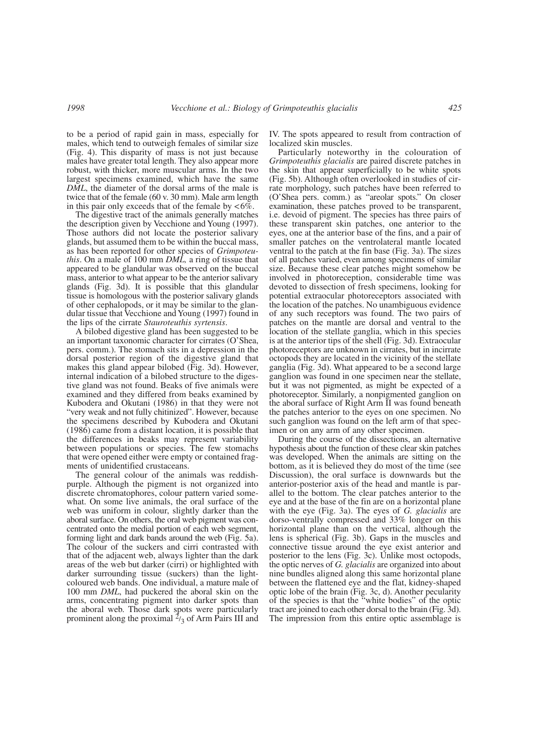to be a period of rapid gain in mass, especially for males, which tend to outweigh females of similar size (Fig. 4). This disparity of mass is not just because males have greater total length. They also appear more robust, with thicker, more muscular arms. In the two largest specimens examined, which have the same *DML*, the diameter of the dorsal arms of the male is twice that of the female (60 v. 30 mm). Male arm length in this pair only exceeds that of the female by <6%.

The digestive tract of the animals generally matches the description given by Vecchione and Young (1997). Those authors did not locate the posterior salivary glands, but assumed them to be within the buccal mass, as has been reported for other species of *Grimpoteuthis*. On a male of 100 mm *DML,* a ring of tissue that appeared to be glandular was observed on the buccal mass, anterior to what appear to be the anterior salivary glands (Fig. 3d). It is possible that this glandular tissue is homologous with the posterior salivary glands of other cephalopods, or it may be similar to the glandular tissue that Vecchione and Young (1997) found in the lips of the cirrate *Stauroteuthis syrtensis*.

A bilobed digestive gland has been suggested to be an important taxonomic character for cirrates (O'Shea, pers. comm.). The stomach sits in a depression in the dorsal posterior region of the digestive gland that makes this gland appear bilobed (Fig. 3d). However, internal indication of a bilobed structure to the digestive gland was not found. Beaks of five animals were examined and they differed from beaks examined by Kubodera and Okutani (1986) in that they were not "very weak and not fully chitinized". However, because the specimens described by Kubodera and Okutani (1986) came from a distant location, it is possible that the differences in beaks may represent variability between populations or species. The few stomachs that were opened either were empty or contained fragments of unidentified crustaceans.

The general colour of the animals was reddish-purple. Although the pigment is not organized into discrete chromatophores, colour pattern varied somewhat. On some live animals, the oral surface of the web was uniform in colour, slightly darker than the aboral surface. On others, the oral web pigment was concentrated onto the medial portion of each web segment, forming light and dark bands around the web (Fig. 5a). The colour of the suckers and cirri contrasted with that of the adjacent web, always lighter than the dark areas of the web but darker (cirri) or highlighted with darker surrounding tissue (suckers) than the light-coloured web bands. One individual, a mature male of 100 mm *DML*, had puckered the aboral skin on the arms, concentrating pigment into darker spots than the aboral web. Those dark spots were particularly prominent along the proximal $^2/_3$ of Arm Pairs III and IV. The spots appeared to result from contraction of localized skin muscles.

Particularly noteworthy in the colouration of *Grimpoteuthis glacialis* are paired discrete patches in the skin that appear superficially to be white spots (Fig. 5b). Although often overlooked in studies of cirrate morphology, such patches have been referred to (O'Shea pers. comm.) as "areolar spots." On closer examination, these patches proved to be transparent, i.e. devoid of pigment. The species has three pairs of these transparent skin patches, one anterior to the eyes, one at the anterior base of the fins, and a pair of smaller patches on the ventrolateral mantle located ventral to the patch at the fin base (Fig. 3a). The sizes of all patches varied, even among specimens of similar size. Because these clear patches might somehow be involved in photoreception, considerable time was devoted to dissection of fresh specimens, looking for potential extraocular photoreceptors associated with the location of the patches. No unambiguous evidence of any such receptors was found. The two pairs of patches on the mantle are dorsal and ventral to the location of the stellate ganglia, which in this species is at the anterior tips of the shell (Fig. 3d). Extraocular photoreceptors are unknown in cirrates, but in incirrate octopods they are located in the vicinity of the stellate ganglia (Fig. 3d). What appeared to be a second large ganglion was found in one specimen near the stellate, but it was not pigmented, as might be expected of a photoreceptor. Similarly, a nonpigmented ganglion on the aboral surface of Right Arm II was found beneath the patches anterior to the eyes on one specimen. No such ganglion was found on the left arm of that specimen or on any arm of any other specimen.

During the course of the dissections, an alternative hypothesis about the function of these clear skin patches was developed. When the animals are sitting on the bottom, as it is believed they do most of the time (see Discussion), the oral surface is downwards but the anterior-posterior axis of the head and mantle is parallel to the bottom. The clear patches anterior to the eye and at the base of the fin are on a horizontal plane with the eye (Fig. 3a). The eyes of *G. glacialis* are dorso-ventrally compressed and 33% longer on this horizontal plane than on the vertical, although the lens is spherical (Fig. 3b). Gaps in the muscles and connective tissue around the eye exist anterior and posterior to the lens (Fig. 3c). Unlike most octopods, the optic nerves of *G. glacialis* are organized into about nine bundles aligned along this same horizontal plane between the flattened eye and the flat, kidney-shaped optic lobe of the brain (Fig. 3c, d). Another pecularity of the species is that the "white bodies" of the optic tract are joined to each other dorsal to the brain (Fig. 3d). The impression from this entire optic assemblage is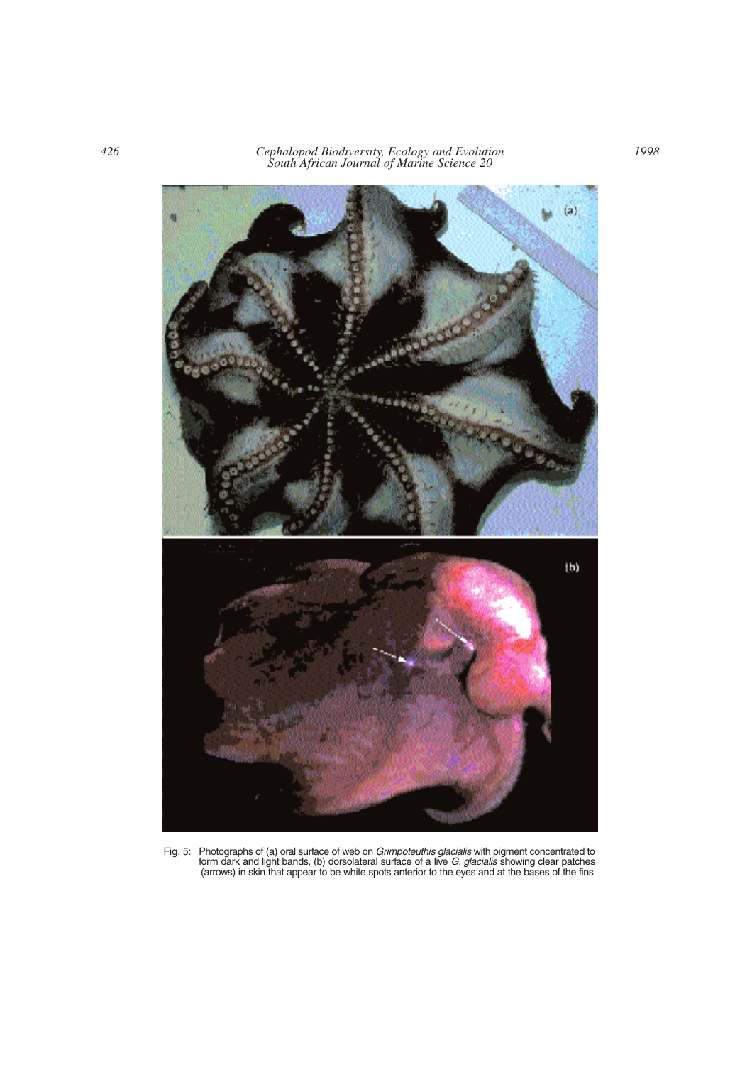Fig. 5: Photographs of (a) oral surface of web on *Grimpoteuthis glacialis* with pigment concentrated to form dark and light bands, (b) dorsolateral surface of a live *G. glacialis* showing clear patches (arrows) in skin that appear to be white spots anterior to the eyes and at the bases of the fins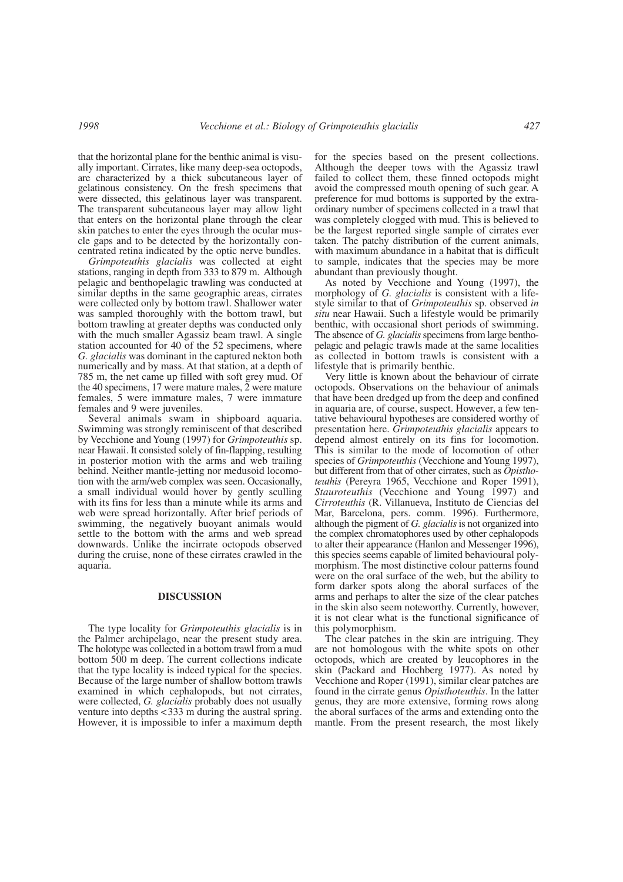that the horizontal plane for the benthic animal is visually important. Cirrates, like many deep-sea octopods, are characterized by a thick subcutaneous layer of gelatinous consistency. On the fresh specimens that were dissected, this gelatinous layer was transparent. The transparent subcutaneous layer may allow light that enters on the horizontal plane through the clear skin patches to enter the eyes through the ocular muscle gaps and to be detected by the horizontally concentrated retina indicated by the optic nerve bundles.

*Grimpoteuthis glacialis* was collected at eight stations, ranging in depth from 333 to 879 m. Although pelagic and benthopelagic trawling was conducted at similar depths in the same geographic areas, cirrates were collected only by bottom trawl. Shallower water was sampled thoroughly with the bottom trawl, but bottom trawling at greater depths was conducted only with the much smaller Agassiz beam trawl. A single station accounted for 40 of the 52 specimens, where *G. glacialis* was dominant in the captured nekton both numerically and by mass. At that station, at a depth of 785 m, the net came up filled with soft grey mud. Of the 40 specimens, 17 were mature males, 2 were mature females, 5 were immature males, 7 were immature females and 9 were juveniles.

Several animals swam in shipboard aquaria. Swimming was strongly reminiscent of that described by Vecchione and Young (1997) for *Grimpoteuthis* sp. near Hawaii. It consisted solely of fin-flapping, resulting in posterior motion with the arms and web trailing behind. Neither mantle-jetting nor medusoid locomotion with the arm/web complex was seen. Occasionally, a small individual would hover by gently sculling with its fins for less than a minute while its arms and web were spread horizontally. After brief periods of swimming, the negatively buoyant animals would settle to the bottom with the arms and web spread downwards. Unlike the incirrate octopods observed during the cruise, none of these cirrates crawled in the aquaria.

## DISCUSSION

The type locality for *Grimpoteuthis glacialis* is in the Palmer archipelago, near the present study area. The holotype was collected in a bottom trawl from a mud bottom 500 m deep. The current collections indicate that the type locality is indeed typical for the species. Because of the large number of shallow bottom trawls examined in which cephalopods, but not cirrates, were collected, *G. glacialis* probably does not usually venture into depths <333 m during the austral spring. However, it is impossible to infer a maximum depth for the species based on the present collections. Although the deeper tows with the Agassiz trawl failed to collect them, these finned octopods might avoid the compressed mouth opening of such gear. A preference for mud bottoms is supported by the extraordinary number of specimens collected in a trawl that was completely clogged with mud. This is believed to be the largest reported single sample of cirrates ever taken. The patchy distribution of the current animals, with maximum abundance in a habitat that is difficult to sample, indicates that the species may be more abundant than previously thought.

As noted by Vecchione and Young (1997), the morphology of *G. glacialis* is consistent with a lifestyle similar to that of *Grimpoteuthis* sp. observed *in situ* near Hawaii. Such a lifestyle would be primarily benthic, with occasional short periods of swimming. The absence of *G. glacialis* specimens from large benthopelagic and pelagic trawls made at the same localities as collected in bottom trawls is consistent with a lifestyle that is primarily benthic.

Very little is known about the behaviour of cirrate octopods. Observations on the behaviour of animals that have been dredged up from the deep and confined in aquaria are, of course, suspect. However, a few tentative behavioural hypotheses are considered worthy of presentation here. *Grimpoteuthis glacialis* appears to depend almost entirely on its fins for locomotion. This is similar to the mode of locomotion of other species of *Grimpoteuthis* (Vecchione and Young 1997), but different from that of other cirrates, such as *Opisthoteuthis* (Pereyra 1965, Vecchione and Roper 1991), *Stauroteuthis* (Vecchione and Young 1997) and *Cirroteuthis* (R. Villanueva, Instituto de Ciencias del Mar, Barcelona, pers. comm. 1996). Furthermore, although the pigment of *G. glacialis* is not organized into the complex chromatophores used by other cephalopods to alter their appearance (Hanlon and Messenger 1996), this species seems capable of limited behavioural polymorphism. The most distinctive colour patterns found were on the oral surface of the web, but the ability to form darker spots along the aboral surfaces of the arms and perhaps to alter the size of the clear patches in the skin also seem noteworthy. Currently, however, it is not clear what is the functional significance of this polymorphism.

The clear patches in the skin are intriguing. They are not homologous with the white spots on other octopods, which are created by leucophores in the skin (Packard and Hochberg 1977). As noted by Vecchione and Roper (1991), similar clear patches are found in the cirrate genus *Opisthoteuthis*. In the latter genus, they are more extensive, forming rows along the aboral surfaces of the arms and extending onto the mantle. From the present research, the most likely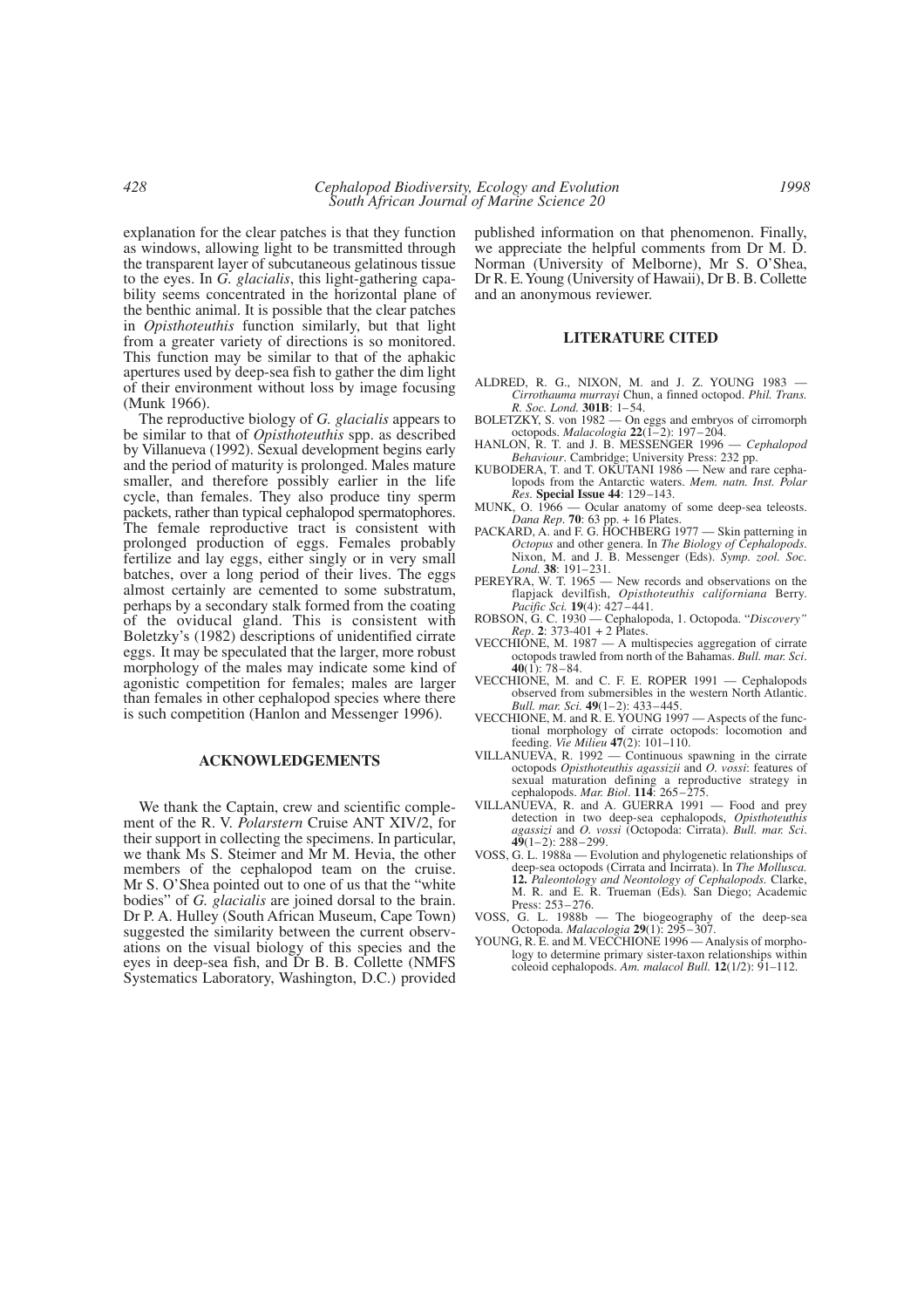explanation for the clear patches is that they function as windows, allowing light to be transmitted through the transparent layer of subcutaneous gelatinous tissue to the eyes. In *G. glacialis*, this light-gathering capability seems concentrated in the horizontal plane of the benthic animal. It is possible that the clear patches in *Opisthoteuthis* function similarly, but that light from a greater variety of directions is so monitored. This function may be similar to that of the aphakic apertures used by deep-sea fish to gather the dim light of their environment without loss by image focusing (Munk 1966).

The reproductive biology of *G. glacialis* appears to be similar to that of *Opisthoteuthis* spp. as described by Villanueva (1992). Sexual development begins early and the period of maturity is prolonged. Males mature smaller, and therefore possibly earlier in the life cycle, than females. They also produce tiny sperm packets, rather than typical cephalopod spermatophores. The female reproductive tract is consistent with prolonged production of eggs. Females probably fertilize and lay eggs, either singly or in very small batches, over a long period of their lives. The eggs almost certainly are cemented to some substratum, perhaps by a secondary stalk formed from the coating of the oviducal gland. This is consistent with Boletzky's (1982) descriptions of unidentified cirrate eggs. It may be speculated that the larger, more robust morphology of the males may indicate some kind of agonistic competition for females; males are larger than females in other cephalopod species where there is such competition (Hanlon and Messenger 1996).

## ACKNOWLEDGEMENTS

We thank the Captain, crew and scientific complement of the R. V. *Polarstern* Cruise ANT XIV/2, for their support in collecting the specimens. In particular, we thank Ms S. Steimer and Mr M. Hevia, the other members of the cephalopod team on the cruise. Mr S. O'Shea pointed out to one of us that the "white bodies" of *G. glacialis* are joined dorsal to the brain. Dr P. A. Hulley (South African Museum, Cape Town) suggested the similarity between the current observations on the visual biology of this species and the eyes in deep-sea fish, and Dr B. B. Collette (NMFS Systematics Laboratory, Washington, D.C.) provided published information on that phenomenon. Finally, we appreciate the helpful comments from Dr M. D. Norman (University of Melborne), Mr S. O'Shea, Dr R. E. Young (University of Hawaii), Dr B. B. Collette and an anonymous reviewer.

## LITERATURE CITED

ALDRED, R. G., NIXON, M. and J. Z. YOUNG 1983 — *Cirrothauma murrayi* Chun, a finned octopod. *Phil. Trans. R. Soc. Lond.* **301B**: 1–54.

BOLETZKY, S. von 1982 — On eggs and embryos of cirromorph octopods. *Malacologia* **22**(1–2): 197–204.

HANLON, R. T. and J. B. MESSENGER 1996 — *Cephalopod Behaviour*. Cambridge; University Press: 232 pp.

KUBODERA, T. and T. OKUTANI 1986 — New and rare cephalopods from the Antarctic waters. *Mem. natn. Inst. Polar Res.* **Special Issue 44**: 129–143.

MUNK, O. 1966 — Ocular anatomy of some deep-sea teleosts. *Dana Rep*. **70**: 63 pp. + 16 Plates.

PACKARD, A. and F. G. HOCHBERG 1977 — Skin patterning in *Octopus* and other genera. In *The Biology of Cephalopods*. Nixon, M. and J. B. Messenger (Eds). *Symp. zool. Soc. Lond.* **38**: 191–231.

PEREYRA, W. T. 1965 — New records and observations on the flapjack devilfish, *Opisthoteuthis californiana* Berry. *Pacific Sci.* **19**(4): 427–441.

ROBSON, G. C. 1930 — Cephalopoda, 1. Octopoda. *"Discovery" Rep*. **2**: 373-401 + 2 Plates.

VECCHIONE, M. 1987 — A multispecies aggregation of cirrate octopods trawled from north of the Bahamas. *Bull. mar. Sci*. **40**(1): 78–84.

VECCHIONE, M. and C. F. E. ROPER 1991 — Cephalopods observed from submersibles in the western North Atlantic. *Bull. mar. Sci.* **49**(1–2): 433–445.

VECCHIONE, M. and R. E. YOUNG 1997 — Aspects of the functional morphology of cirrate octopods: locomotion and feeding. *Vie Milieu* **47**(2): 101–110.

VILLANUEVA, R. 1992 — Continuous spawning in the cirrate octopods *Opisthoteuthis agassizii* and *O. vossi*: features of sexual maturation defining a reproductive strategy in cephalopods. *Mar. Biol*. **114**: 265–275.

VILLANUEVA, R. and A. GUERRA 1991 — Food and prey detection in two deep-sea cephalopods, *Opisthoteuthis agassizi* and *O. vossi* (Octopoda: Cirrata). *Bull. mar. Sci*. **49**(1–2): 288–299.

VOSS, G. L. 1988a — Evolution and phylogenetic relationships of deep-sea octopods (Cirrata and Incirrata). In *The Mollusca.* **12.** *Paleontology and Neontology of Cephalopods.* Clarke, M. R. and E. R. Trueman (Eds). San Diego; Academic Press: 253–276.

VOSS, G. L. 1988b — The biogeography of the deep-sea Octopoda. *Malacologia* **29**(1): 295–307.

YOUNG, R. E. and M. VECCHIONE 1996 — Analysis of morphology to determine primary sister-taxon relationships within coleoid cephalopods. *Am. malacol Bull.* **12**(1/2): 91–112.